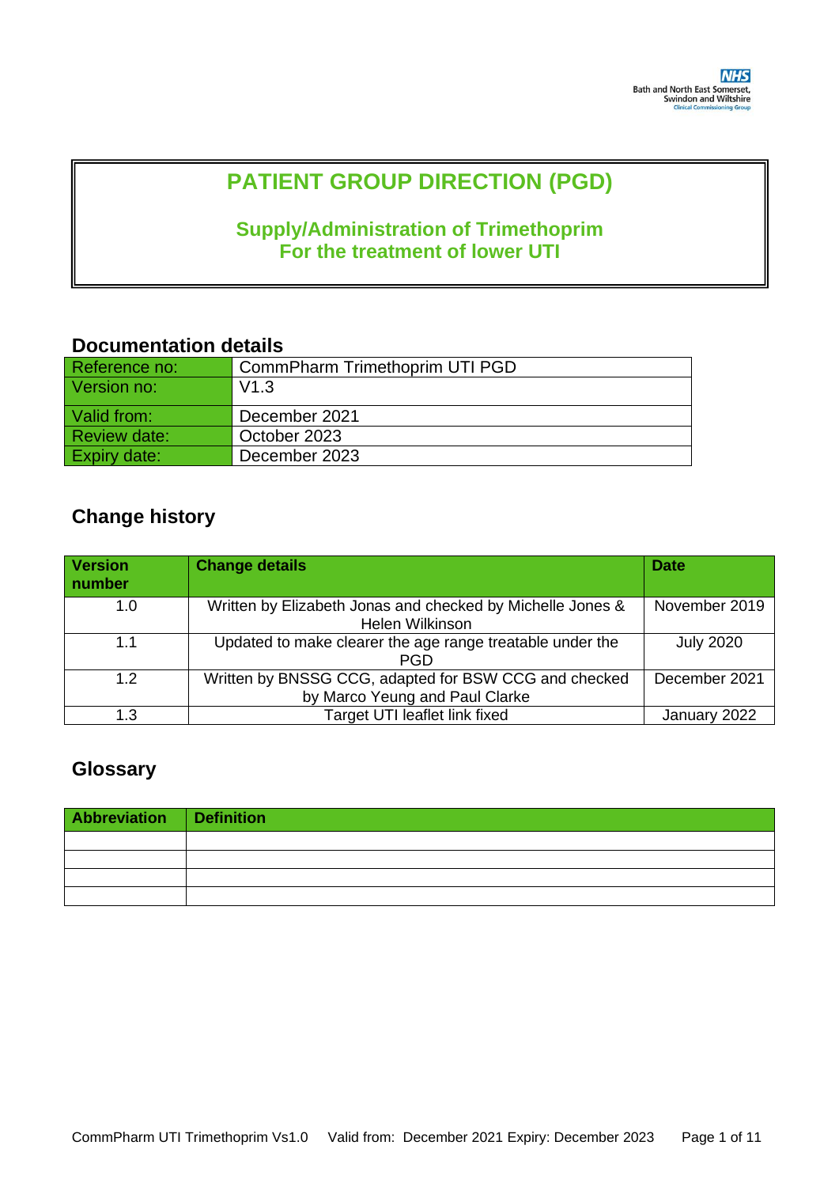NHS
Bath and North East Somerset, Swindon and Wiltshire
Clinical Commissioning Group

# PATIENT GROUP DIRECTION (PGD)

## Supply/Administration of Trimethoprim For the treatment of lower UTI

## Documentation details

| Reference no: | CommPharm Trimethoprim UTI PGD |
|---|---|
| Version no: | V1.3 |
| Valid from: | December 2021 |
| Review date: | October 2023 |
| Expiry date: | December 2023 |

## Change history

| Version number | Change details | Date |
|---|---|---|
| 1.0 | Written by Elizabeth Jonas and checked by Michelle Jones & Helen Wilkinson | November 2019 |
| 1.1 | Updated to make clearer the age range treatable under the PGD | July 2020 |
| 1.2 | Written by BNSSG CCG, adapted for BSW CCG and checked by Marco Yeung and Paul Clarke | December 2021 |
| 1.3 | Target UTI leaflet link fixed | January 2022 |

## Glossary

| Abbreviation | Definition |
|---|---|
| | |
| | |
| | |
| | |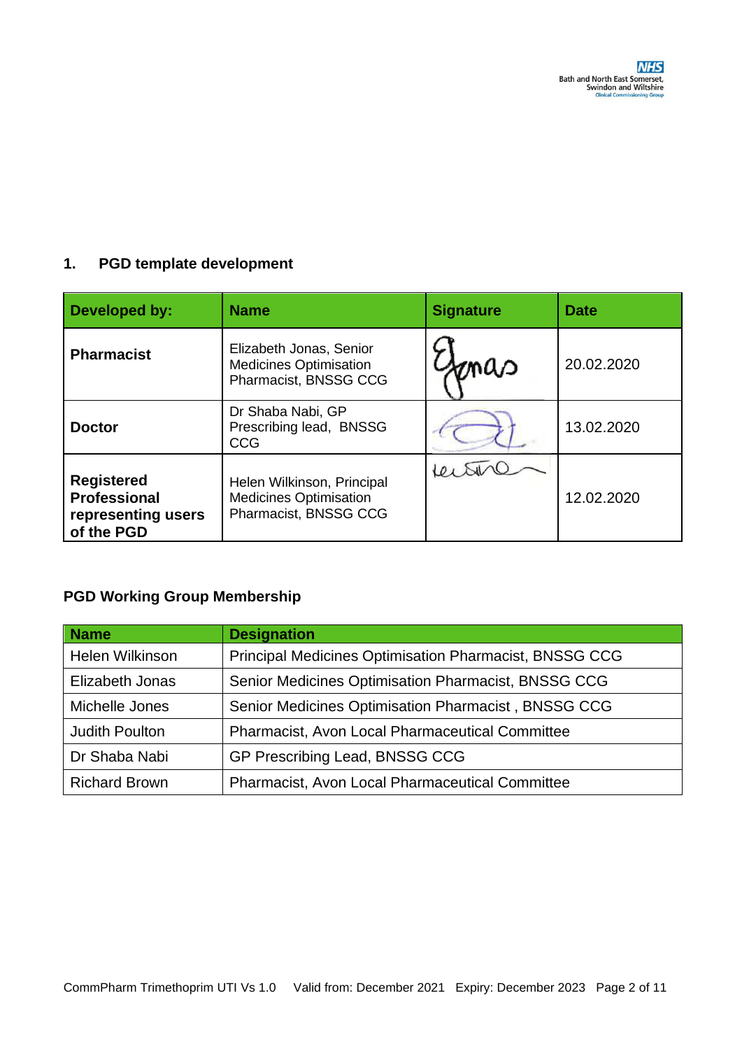## 1. PGD template development

| Developed by: | Name | Signature | Date |
|---|---|---|---|
| **Pharmacist** | Elizabeth Jonas, Senior Medicines Optimisation Pharmacist, BNSSG CCG | | 20.02.2020 |
| **Doctor** | Dr Shaba Nabi, GP Prescribing lead, BNSSG CCG | | 13.02.2020 |
| **Registered Professional representing users of the PGD** | Helen Wilkinson, Principal Medicines Optimisation Pharmacist, BNSSG CCG | | 12.02.2020 |

### PGD Working Group Membership

| Name | Designation |
|---|---|
| Helen Wilkinson | Principal Medicines Optimisation Pharmacist, BNSSG CCG |
| Elizabeth Jonas | Senior Medicines Optimisation Pharmacist, BNSSG CCG |
| Michelle Jones | Senior Medicines Optimisation Pharmacist , BNSSG CCG |
| Judith Poulton | Pharmacist, Avon Local Pharmaceutical Committee |
| Dr Shaba Nabi | GP Prescribing Lead, BNSSG CCG |
| Richard Brown | Pharmacist, Avon Local Pharmaceutical Committee |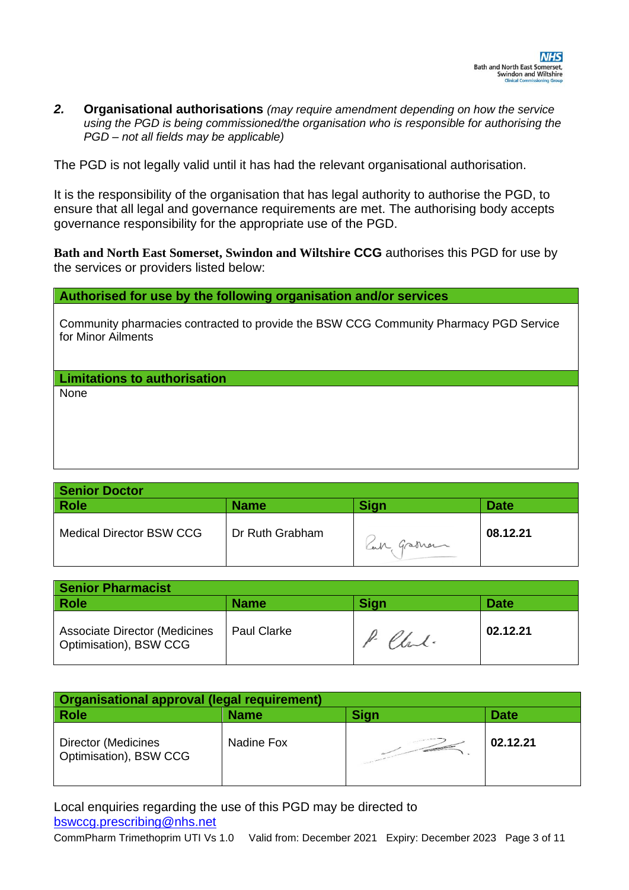## 2. Organisational authorisations *(may require amendment depending on how the service using the PGD is being commissioned/the organisation who is responsible for authorising the PGD – not all fields may be applicable)*

The PGD is not legally valid until it has had the relevant organisational authorisation.

It is the responsibility of the organisation that has legal authority to authorise the PGD, to ensure that all legal and governance requirements are met. The authorising body accepts governance responsibility for the appropriate use of the PGD.

**Bath and North East Somerset, Swindon and Wiltshire CCG** authorises this PGD for use by the services or providers listed below:

| **Authorised for use by the following organisation and/or services** |
|---|
| Community pharmacies contracted to provide the BSW CCG Community Pharmacy PGD Service for Minor Ailments |
| **Limitations to authorisation** |
| None |

| **Senior Doctor** | | | |
|---|---|---|---|
| **Role** | **Name** | **Sign** | **Date** |
| Medical Director BSW CCG | Dr Ruth Grabham | Ruth Grabham | **08.12.21** |

| **Senior Pharmacist** | | | |
|---|---|---|---|
| **Role** | **Name** | **Sign** | **Date** |
| Associate Director (Medicines Optimisation), BSW CCG | Paul Clarke | P Clarke | **02.12.21** |

| **Organisational approval (legal requirement)** | | | |
|---|---|---|---|
| **Role** | **Name** | **Sign** | **Date** |
| Director (Medicines Optimisation), BSW CCG | Nadine Fox | | **02.12.21** |

Local enquiries regarding the use of this PGD may be directed to bswccg.prescribing@nhs.net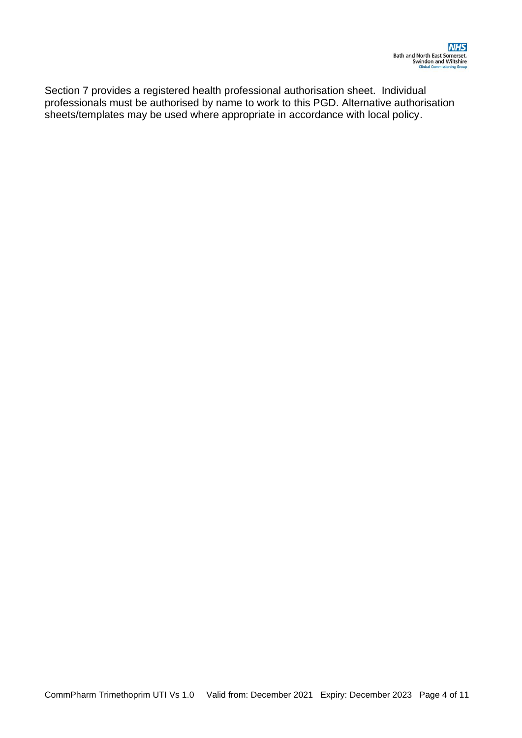Section 7 provides a registered health professional authorisation sheet. Individual professionals must be authorised by name to work to this PGD. Alternative authorisation sheets/templates may be used where appropriate in accordance with local policy.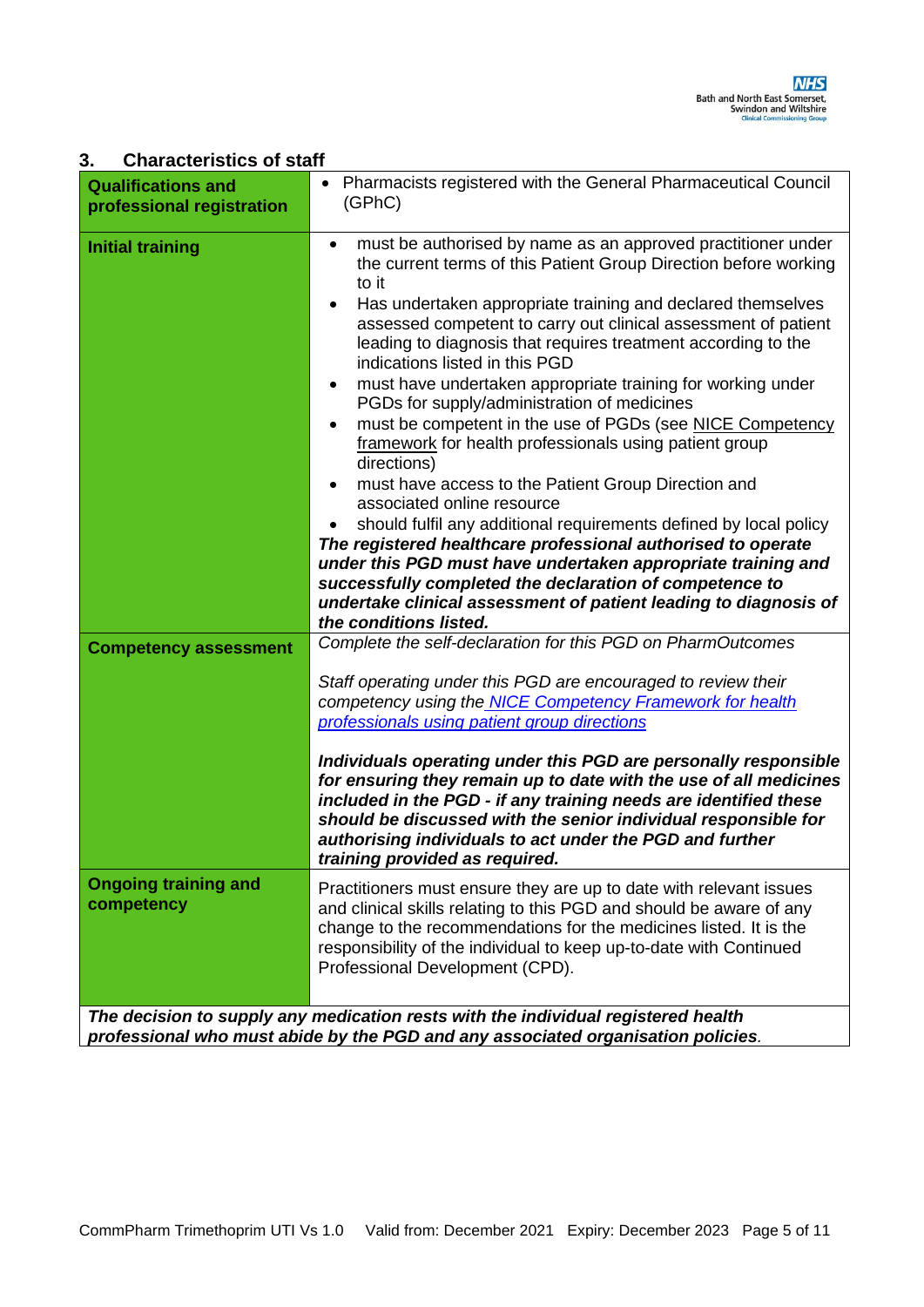## 3. Characteristics of staff

| | |
|---|---|
| **Qualifications and professional registration** | • Pharmacists registered with the General Pharmaceutical Council (GPhC) |
| **Initial training** | • must be authorised by name as an approved practitioner under the current terms of this Patient Group Direction before working to it<br>• Has undertaken appropriate training and declared themselves assessed competent to carry out clinical assessment of patient leading to diagnosis that requires treatment according to the indications listed in this PGD<br>• must have undertaken appropriate training for working under PGDs for supply/administration of medicines<br>• must be competent in the use of PGDs (see NICE Competency framework for health professionals using patient group directions)<br>• must have access to the Patient Group Direction and associated online resource<br>• should fulfil any additional requirements defined by local policy<br>***The registered healthcare professional authorised to operate under this PGD must have undertaken appropriate training and successfully completed the declaration of competence to undertake clinical assessment of patient leading to diagnosis of the conditions listed.*** |
| **Competency assessment** | *Complete the self-declaration for this PGD on PharmOutcomes*<br><br>*Staff operating under this PGD are encouraged to review their competency using the NICE Competency Framework for health professionals using patient group directions*<br><br>***Individuals operating under this PGD are personally responsible for ensuring they remain up to date with the use of all medicines included in the PGD - if any training needs are identified these should be discussed with the senior individual responsible for authorising individuals to act under the PGD and further training provided as required.*** |
| **Ongoing training and competency** | Practitioners must ensure they are up to date with relevant issues and clinical skills relating to this PGD and should be aware of any change to the recommendations for the medicines listed. It is the responsibility of the individual to keep up-to-date with Continued Professional Development (CPD). |
| ***The decision to supply any medication rests with the individual registered health professional who must abide by the PGD and any associated organisation policies.*** | |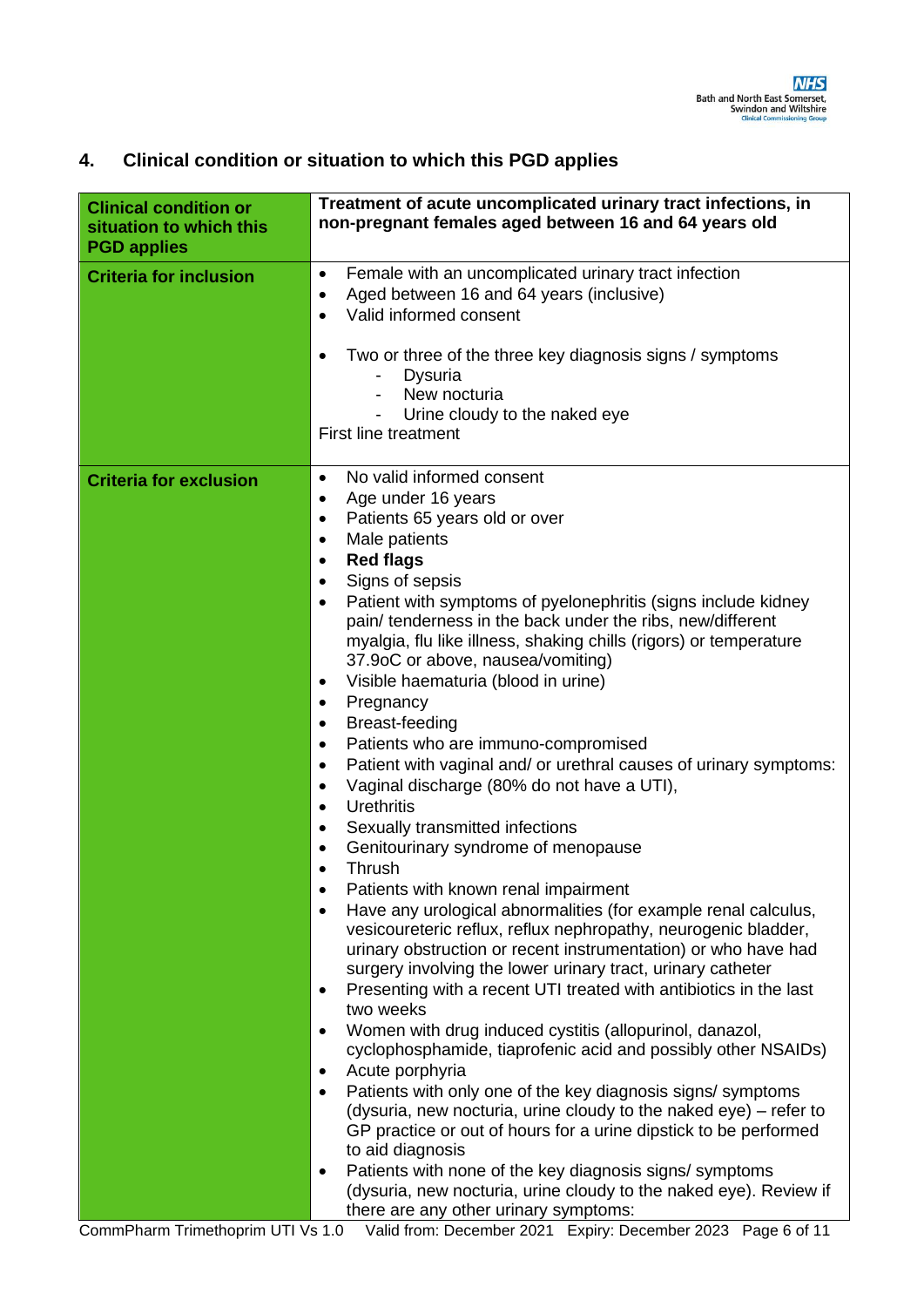## 4. Clinical condition or situation to which this PGD applies

| Clinical condition or situation to which this PGD applies | Treatment of acute uncomplicated urinary tract infections, in non-pregnant females aged between 16 and 64 years old |
|---|---|
| **Criteria for inclusion** | • Female with an uncomplicated urinary tract infection<br>• Aged between 16 and 64 years (inclusive)<br>• Valid informed consent<br><br>• Two or three of the three key diagnosis signs / symptoms<br>  - Dysuria<br>  - New nocturia<br>  - Urine cloudy to the naked eye<br>First line treatment |
| **Criteria for exclusion** | • No valid informed consent<br>• Age under 16 years<br>• Patients 65 years old or over<br>• Male patients<br>• **Red flags**<br>• Signs of sepsis<br>• Patient with symptoms of pyelonephritis (signs include kidney pain/ tenderness in the back under the ribs, new/different myalgia, flu like illness, shaking chills (rigors) or temperature 37.9oC or above, nausea/vomiting)<br>• Visible haematuria (blood in urine)<br>• Pregnancy<br>• Breast-feeding<br>• Patients who are immuno-compromised<br>• Patient with vaginal and/ or urethral causes of urinary symptoms:<br>• Vaginal discharge (80% do not have a UTI),<br>• Urethritis<br>• Sexually transmitted infections<br>• Genitourinary syndrome of menopause<br>• Thrush<br>• Patients with known renal impairment<br>• Have any urological abnormalities (for example renal calculus, vesicoureteric reflux, reflux nephropathy, neurogenic bladder, urinary obstruction or recent instrumentation) or who have had surgery involving the lower urinary tract, urinary catheter<br>• Presenting with a recent UTI treated with antibiotics in the last two weeks<br>• Women with drug induced cystitis (allopurinol, danazol, cyclophosphamide, tiaprofenic acid and possibly other NSAIDs)<br>• Acute porphyria<br>• Patients with only one of the key diagnosis signs/ symptoms (dysuria, new nocturia, urine cloudy to the naked eye) – refer to GP practice or out of hours for a urine dipstick to be performed to aid diagnosis<br>• Patients with none of the key diagnosis signs/ symptoms (dysuria, new nocturia, urine cloudy to the naked eye). Review if there are any other urinary symptoms: |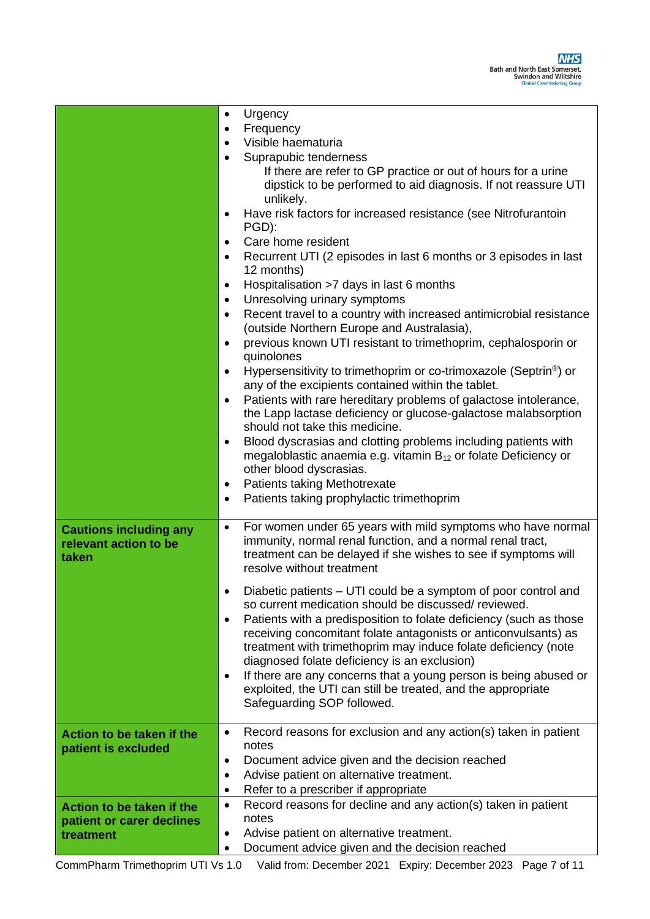| | |
|---|---|
| | • Urgency<br>• Frequency<br>• Visible haematuria<br>• Suprapubic tenderness<br>If there are refer to GP practice or out of hours for a urine dipstick to be performed to aid diagnosis. If not reassure UTI unlikely.<br>• Have risk factors for increased resistance (see Nitrofurantoin PGD):<br>• Care home resident<br>• Recurrent UTI (2 episodes in last 6 months or 3 episodes in last 12 months)<br>• Hospitalisation >7 days in last 6 months<br>• Unresolving urinary symptoms<br>• Recent travel to a country with increased antimicrobial resistance (outside Northern Europe and Australasia),<br>• previous known UTI resistant to trimethoprim, cephalosporin or quinolones<br>• Hypersensitivity to trimethoprim or co-trimoxazole (Septrin®) or any of the excipients contained within the tablet.<br>• Patients with rare hereditary problems of galactose intolerance, the Lapp lactase deficiency or glucose-galactose malabsorption should not take this medicine.<br>• Blood dyscrasias and clotting problems including patients with megaloblastic anaemia e.g. vitamin $B_{12}$ or folate Deficiency or other blood dyscrasias.<br>• Patients taking Methotrexate<br>• Patients taking prophylactic trimethoprim |
| **Cautions including any relevant action to be taken** | • For women under 65 years with mild symptoms who have normal immunity, normal renal function, and a normal renal tract, treatment can be delayed if she wishes to see if symptoms will resolve without treatment<br>• Diabetic patients – UTI could be a symptom of poor control and so current medication should be discussed/ reviewed.<br>• Patients with a predisposition to folate deficiency (such as those receiving concomitant folate antagonists or anticonvulsants) as treatment with trimethoprim may induce folate deficiency (note diagnosed folate deficiency is an exclusion)<br>• If there are any concerns that a young person is being abused or exploited, the UTI can still be treated, and the appropriate Safeguarding SOP followed. |
| **Action to be taken if the patient is excluded** | • Record reasons for exclusion and any action(s) taken in patient notes<br>• Document advice given and the decision reached<br>• Advise patient on alternative treatment.<br>• Refer to a prescriber if appropriate |
| **Action to be taken if the patient or carer declines treatment** | • Record reasons for decline and any action(s) taken in patient notes<br>• Advise patient on alternative treatment.<br>• Document advice given and the decision reached |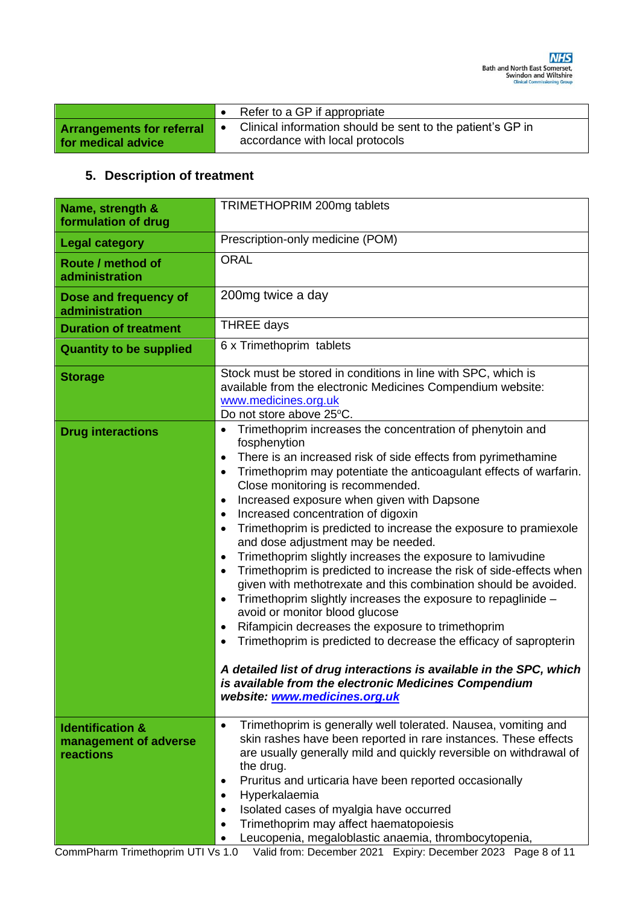| | |
|---|---|
| | • Refer to a GP if appropriate |
| **Arrangements for referral for medical advice** | • Clinical information should be sent to the patient's GP in accordance with local protocols |

## 5. Description of treatment

| | |
|---|---|
| **Name, strength & formulation of drug** | TRIMETHOPRIM 200mg tablets |
| **Legal category** | Prescription-only medicine (POM) |
| **Route / method of administration** | ORAL |
| **Dose and frequency of administration** | 200mg twice a day |
| **Duration of treatment** | THREE days |
| **Quantity to be supplied** | 6 x Trimethoprim tablets |
| **Storage** | Stock must be stored in conditions in line with SPC, which is available from the electronic Medicines Compendium website: www.medicines.org.uk<br>Do not store above 25°C. |
| **Drug interactions** | • Trimethoprim increases the concentration of phenytoin and fosphenytion<br>• There is an increased risk of side effects from pyrimethamine<br>• Trimethoprim may potentiate the anticoagulant effects of warfarin. Close monitoring is recommended.<br>• Increased exposure when given with Dapsone<br>• Increased concentration of digoxin<br>• Trimethoprim is predicted to increase the exposure to pramiexole and dose adjustment may be needed.<br>• Trimethoprim slightly increases the exposure to lamivudine<br>• Trimethoprim is predicted to increase the risk of side-effects when given with methotrexate and this combination should be avoided.<br>• Trimethoprim slightly increases the exposure to repaglinide – avoid or monitor blood glucose<br>• Rifampicin decreases the exposure to trimethoprim<br>• Trimethoprim is predicted to decrease the efficacy of sapropterin<br><br>***A detailed list of drug interactions is available in the SPC, which is available from the electronic Medicines Compendium website: www.medicines.org.uk*** |
| **Identification & management of adverse reactions** | • Trimethoprim is generally well tolerated. Nausea, vomiting and skin rashes have been reported in rare instances. These effects are usually generally mild and quickly reversible on withdrawal of the drug.<br>• Pruritus and urticaria have been reported occasionally<br>• Hyperkalaemia<br>• Isolated cases of myalgia have occurred<br>• Trimethoprim may affect haematopoiesis<br>• Leucopenia, megaloblastic anaemia, thrombocytopenia, |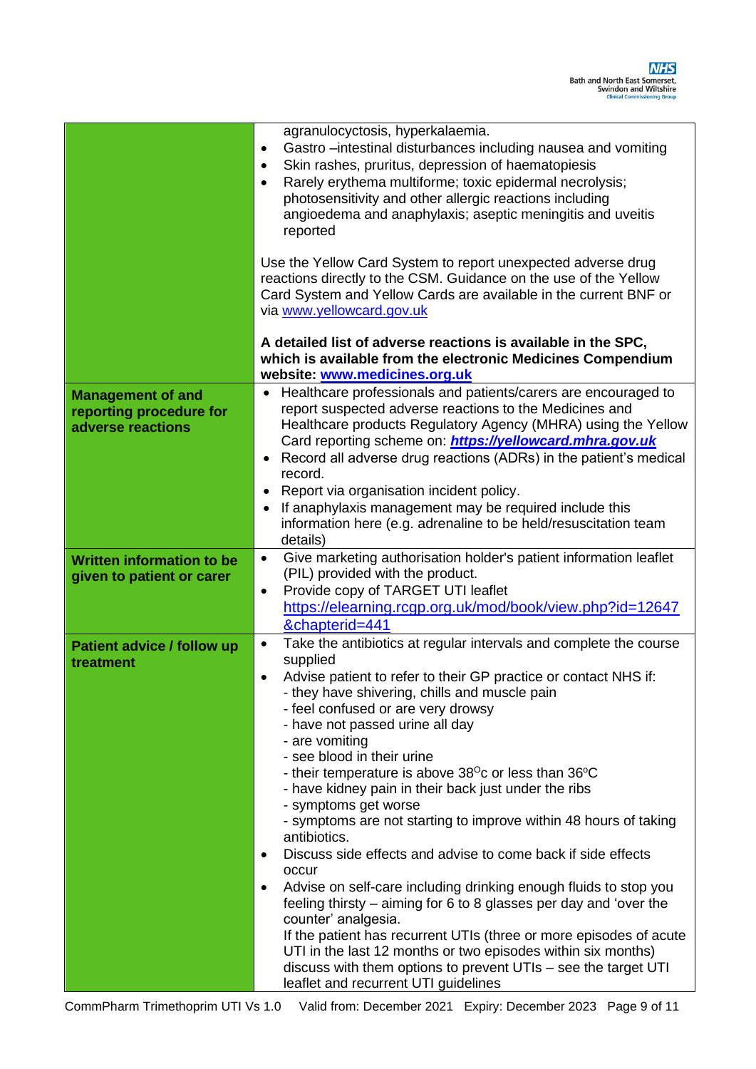| | |
|---|---|
| | agranulocytosis, hyperkalaemia.<br>• Gastro –intestinal disturbances including nausea and vomiting<br>• Skin rashes, pruritus, depression of haematopiesis<br>• Rarely erythema multiforme; toxic epidermal necrolysis; photosensitivity and other allergic reactions including angioedema and anaphylaxis; aseptic meningitis and uveitis reported<br><br>Use the Yellow Card System to report unexpected adverse drug reactions directly to the CSM. Guidance on the use of the Yellow Card System and Yellow Cards are available in the current BNF or via www.yellowcard.gov.uk<br><br>**A detailed list of adverse reactions is available in the SPC, which is available from the electronic Medicines Compendium website: www.medicines.org.uk** |
| **Management of and reporting procedure for adverse reactions** | • Healthcare professionals and patients/carers are encouraged to report suspected adverse reactions to the Medicines and Healthcare products Regulatory Agency (MHRA) using the Yellow Card reporting scheme on: ***https://yellowcard.mhra.gov.uk***<br>• Record all adverse drug reactions (ADRs) in the patient's medical record.<br>• Report via organisation incident policy.<br>• If anaphylaxis management may be required include this information here (e.g. adrenaline to be held/resuscitation team details) |
| **Written information to be given to patient or carer** | • Give marketing authorisation holder's patient information leaflet (PIL) provided with the product.<br>• Provide copy of TARGET UTI leaflet https://elearning.rcgp.org.uk/mod/book/view.php?id=12647&chapterid=441 |
| **Patient advice / follow up treatment** | • Take the antibiotics at regular intervals and complete the course supplied<br>• Advise patient to refer to their GP practice or contact NHS if:<br>- they have shivering, chills and muscle pain<br>- feel confused or are very drowsy<br>- have not passed urine all day<br>- are vomiting<br>- see blood in their urine<br>- their temperature is above 38°c or less than 36°C<br>- have kidney pain in their back just under the ribs<br>- symptoms get worse<br>- symptoms are not starting to improve within 48 hours of taking antibiotics.<br>• Discuss side effects and advise to come back if side effects occur<br>• Advise on self-care including drinking enough fluids to stop you feeling thirsty – aiming for 6 to 8 glasses per day and 'over the counter' analgesia.<br>If the patient has recurrent UTIs (three or more episodes of acute UTI in the last 12 months or two episodes within six months) discuss with them options to prevent UTIs – see the target UTI leaflet and recurrent UTI guidelines |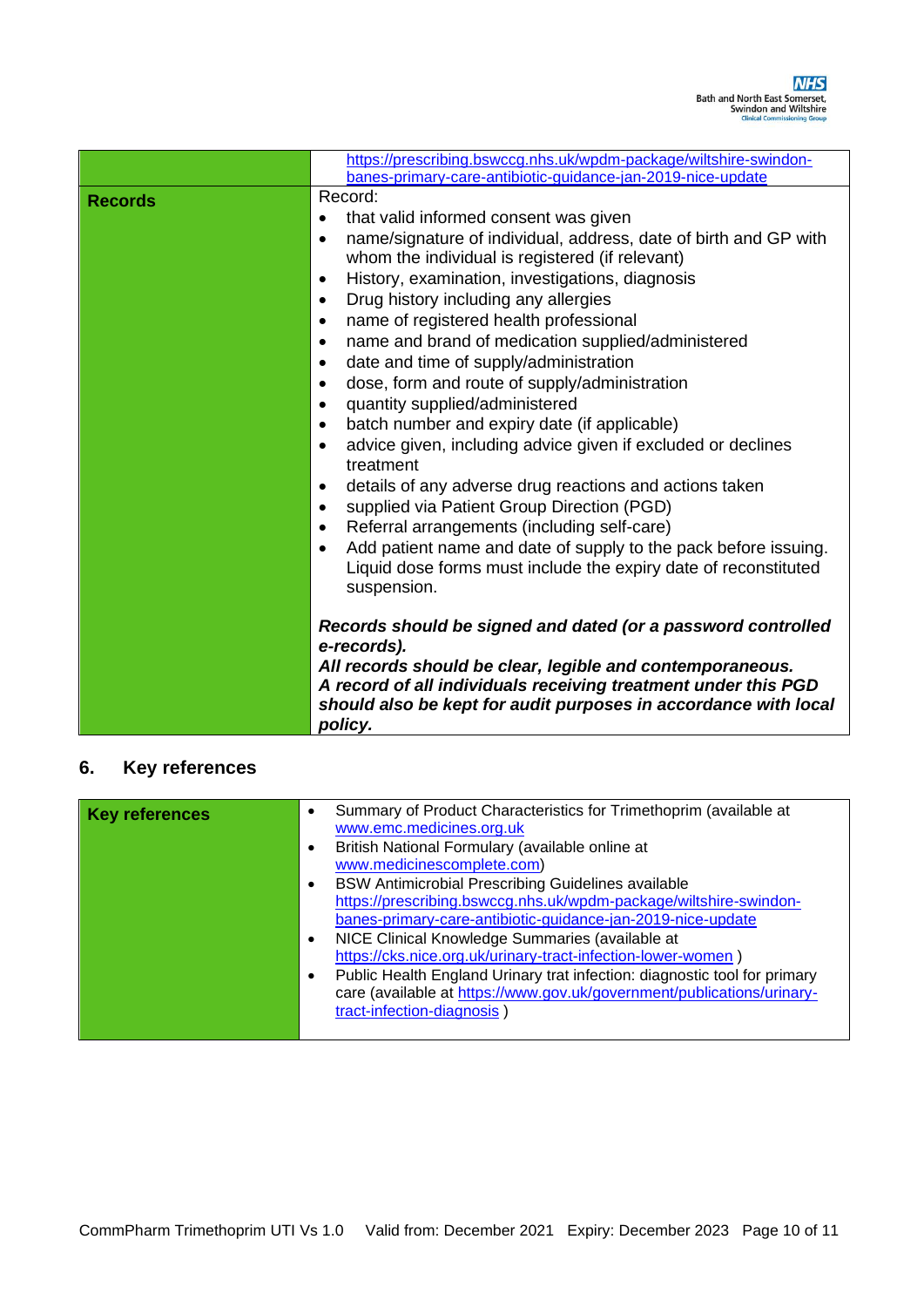| | |
|---|---|
| | https://prescribing.bswccg.nhs.uk/wpdm-package/wiltshire-swindon-banes-primary-care-antibiotic-guidance-jan-2019-nice-update |
| **Records** | Record:<br>• that valid informed consent was given<br>• name/signature of individual, address, date of birth and GP with whom the individual is registered (if relevant)<br>• History, examination, investigations, diagnosis<br>• Drug history including any allergies<br>• name of registered health professional<br>• name and brand of medication supplied/administered<br>• date and time of supply/administration<br>• dose, form and route of supply/administration<br>• quantity supplied/administered<br>• batch number and expiry date (if applicable)<br>• advice given, including advice given if excluded or declines treatment<br>• details of any adverse drug reactions and actions taken<br>• supplied via Patient Group Direction (PGD)<br>• Referral arrangements (including self-care)<br>• Add patient name and date of supply to the pack before issuing. Liquid dose forms must include the expiry date of reconstituted suspension.<br><br>***Records should be signed and dated (or a password controlled e-records).***<br>***All records should be clear, legible and contemporaneous.***<br>***A record of all individuals receiving treatment under this PGD should also be kept for audit purposes in accordance with local policy.*** |

## 6. Key references

| | |
|---|---|
| **Key references** | • Summary of Product Characteristics for Trimethoprim (available at www.emc.medicines.org.uk<br>• British National Formulary (available online at www.medicinescomplete.com)<br>• BSW Antimicrobial Prescribing Guidelines available https://prescribing.bswccg.nhs.uk/wpdm-package/wiltshire-swindon-banes-primary-care-antibiotic-guidance-jan-2019-nice-update<br>• NICE Clinical Knowledge Summaries (available at https://cks.nice.org.uk/urinary-tract-infection-lower-women )<br>• Public Health England Urinary trat infection: diagnostic tool for primary care (available at https://www.gov.uk/government/publications/urinary-tract-infection-diagnosis ) |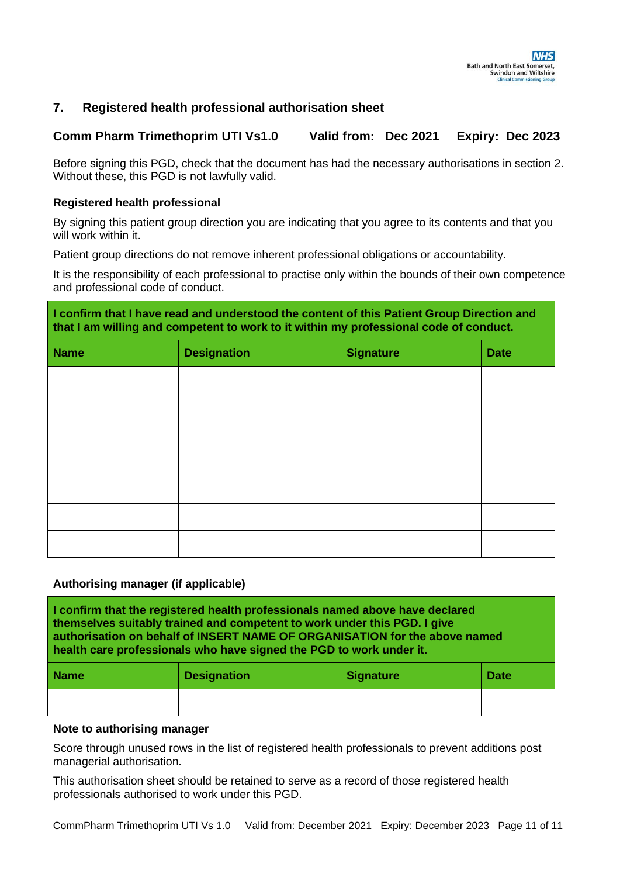## 7. Registered health professional authorisation sheet

**Comm Pharm Trimethoprim UTI Vs1.0 Valid from: Dec 2021 Expiry: Dec 2023**

Before signing this PGD, check that the document has had the necessary authorisations in section 2. Without these, this PGD is not lawfully valid.

### Registered health professional

By signing this patient group direction you are indicating that you agree to its contents and that you will work within it.

Patient group directions do not remove inherent professional obligations or accountability.

It is the responsibility of each professional to practise only within the bounds of their own competence and professional code of conduct.

**I confirm that I have read and understood the content of this Patient Group Direction and that I am willing and competent to work to it within my professional code of conduct.**

| Name | Designation | Signature | Date |
|---|---|---|---|
| | | | |
| | | | |
| | | | |
| | | | |
| | | | |
| | | | |
| | | | |

### Authorising manager (if applicable)

**I confirm that the registered health professionals named above have declared themselves suitably trained and competent to work under this PGD. I give authorisation on behalf of INSERT NAME OF ORGANISATION for the above named health care professionals who have signed the PGD to work under it.**

| Name | Designation | Signature | Date |
|---|---|---|---|
| | | | |

### Note to authorising manager

Score through unused rows in the list of registered health professionals to prevent additions post managerial authorisation.

This authorisation sheet should be retained to serve as a record of those registered health professionals authorised to work under this PGD.